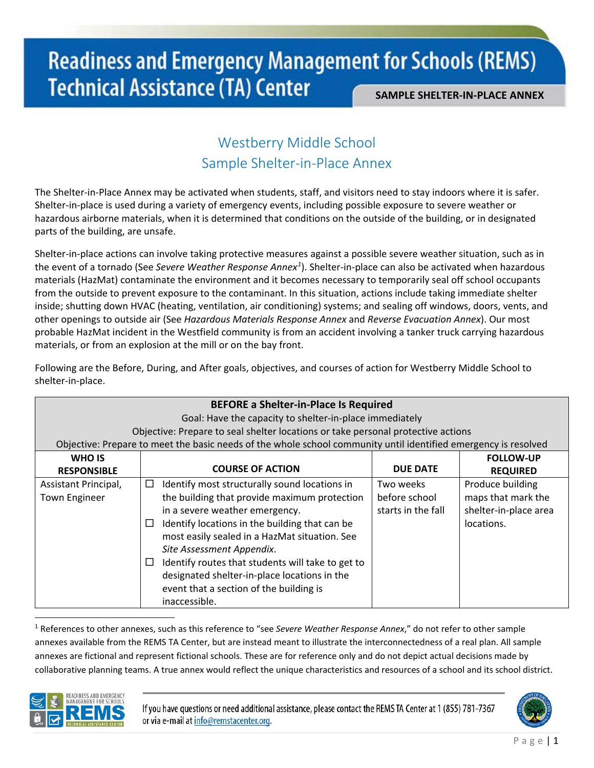# Westberry Middle School
## Sample Shelter-in-Place Annex

The Shelter-in-Place Annex may be activated when students, staff, and visitors need to stay indoors where it is safer. Shelter-in-place is used during a variety of emergency events, including possible exposure to severe weather or hazardous airborne materials, when it is determined that conditions on the outside of the building, or in designated parts of the building, are unsafe.

Shelter-in-place actions can involve taking protective measures against a possible severe weather situation, such as in the event of a tornado (See *Severe Weather Response Annex*[1]). Shelter-in-place can also be activated when hazardous materials (HazMat) contaminate the environment and it becomes necessary to temporarily seal off school occupants from the outside to prevent exposure to the contaminant. In this situation, actions include taking immediate shelter inside; shutting down HVAC (heating, ventilation, air conditioning) systems; and sealing off windows, doors, vents, and other openings to outside air (See *Hazardous Materials Response Annex* and *Reverse Evacuation Annex*). Our most probable HazMat incident in the Westfield community is from an accident involving a tanker truck carrying hazardous materials, or from an explosion at the mill or on the bay front.

Following are the Before, During, and After goals, objectives, and courses of action for Westberry Middle School to shelter-in-place.

| **BEFORE a Shelter-in-Place Is Required**<br>Goal: Have the capacity to shelter-in-place immediately<br>Objective: Prepare to seal shelter locations or take personal protective actions<br>Objective: Prepare to meet the basic needs of the whole school community until identified emergency is resolved | | | |
|---|---|---|---|
| **WHO IS RESPONSIBLE** | **COURSE OF ACTION** | **DUE DATE** | **FOLLOW-UP REQUIRED** |
| Assistant Principal, Town Engineer | ☐ Identify most structurally sound locations in the building that provide maximum protection in a severe weather emergency.<br>☐ Identify locations in the building that can be most easily sealed in a HazMat situation. See *Site Assessment Appendix*.<br>☐ Identify routes that students will take to get to designated shelter-in-place locations in the event that a section of the building is inaccessible. | Two weeks before school starts in the fall | Produce building maps that mark the shelter-in-place area locations. |

[1] References to other annexes, such as this reference to "see *Severe Weather Response Annex*," do not refer to other sample annexes available from the REMS TA Center, but are instead meant to illustrate the interconnectedness of a real plan. All sample annexes are fictional and represent fictional schools. These are for reference only and do not depict actual decisions made by collaborative planning teams. A true annex would reflect the unique characteristics and resources of a school and its school district.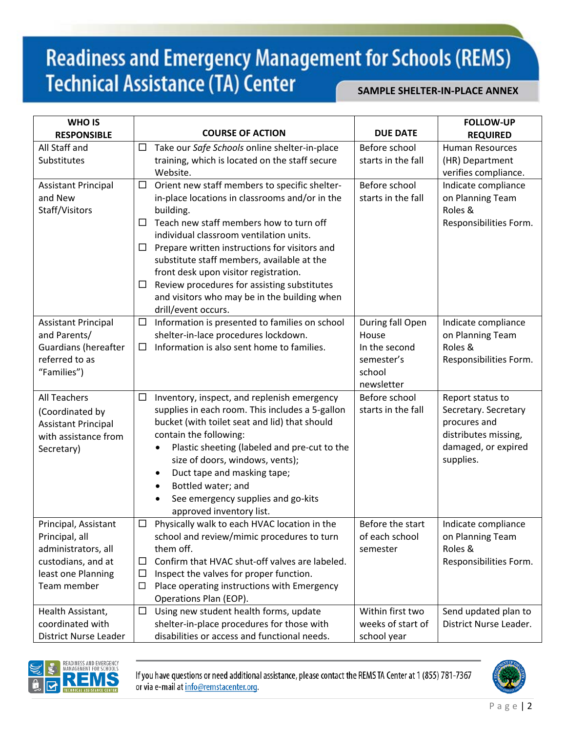| WHO IS RESPONSIBLE | COURSE OF ACTION | DUE DATE | FOLLOW-UP REQUIRED |
|---|---|---|---|
| All Staff and Substitutes | ☐ Take our *Safe Schools* online shelter-in-place training, which is located on the staff secure Website. | Before school starts in the fall | Human Resources (HR) Department verifies compliance. |
| Assistant Principal and New Staff/Visitors | ☐ Orient new staff members to specific shelter-in-place locations in classrooms and/or in the building.<br>☐ Teach new staff members how to turn off individual classroom ventilation units.<br>☐ Prepare written instructions for visitors and substitute staff members, available at the front desk upon visitor registration.<br>☐ Review procedures for assisting substitutes and visitors who may be in the building when drill/event occurs. | Before school starts in the fall | Indicate compliance on Planning Team Roles & Responsibilities Form. |
| Assistant Principal and Parents/ Guardians (hereafter referred to as "Families") | ☐ Information is presented to families on school shelter-in-lace procedures lockdown.<br>☐ Information is also sent home to families. | During fall Open House<br>In the second semester's school newsletter | Indicate compliance on Planning Team Roles & Responsibilities Form. |
| All Teachers (Coordinated by Assistant Principal with assistance from Secretary) | ☐ Inventory, inspect, and replenish emergency supplies in each room. This includes a 5-gallon bucket (with toilet seat and lid) that should contain the following:<br>• Plastic sheeting (labeled and pre-cut to the size of doors, windows, vents);<br>• Duct tape and masking tape;<br>• Bottled water; and<br>• See emergency supplies and go-kits approved inventory list. | Before school starts in the fall | Report status to Secretary. Secretary procures and distributes missing, damaged, or expired supplies. |
| Principal, Assistant Principal, all administrators, all custodians, and at least one Planning Team member | ☐ Physically walk to each HVAC location in the school and review/mimic procedures to turn them off.<br>☐ Confirm that HVAC shut-off valves are labeled.<br>☐ Inspect the valves for proper function.<br>☐ Place operating instructions with Emergency Operations Plan (EOP). | Before the start of each school semester | Indicate compliance on Planning Team Roles & Responsibilities Form. |
| Health Assistant, coordinated with District Nurse Leader | ☐ Using new student health forms, update shelter-in-place procedures for those with disabilities or access and functional needs. | Within first two weeks of start of school year | Send updated plan to District Nurse Leader. |

If you have questions or need additional assistance, please contact the REMS TA Center at 1 (855) 781-7367 or via e-mail at info@remstacenter.org.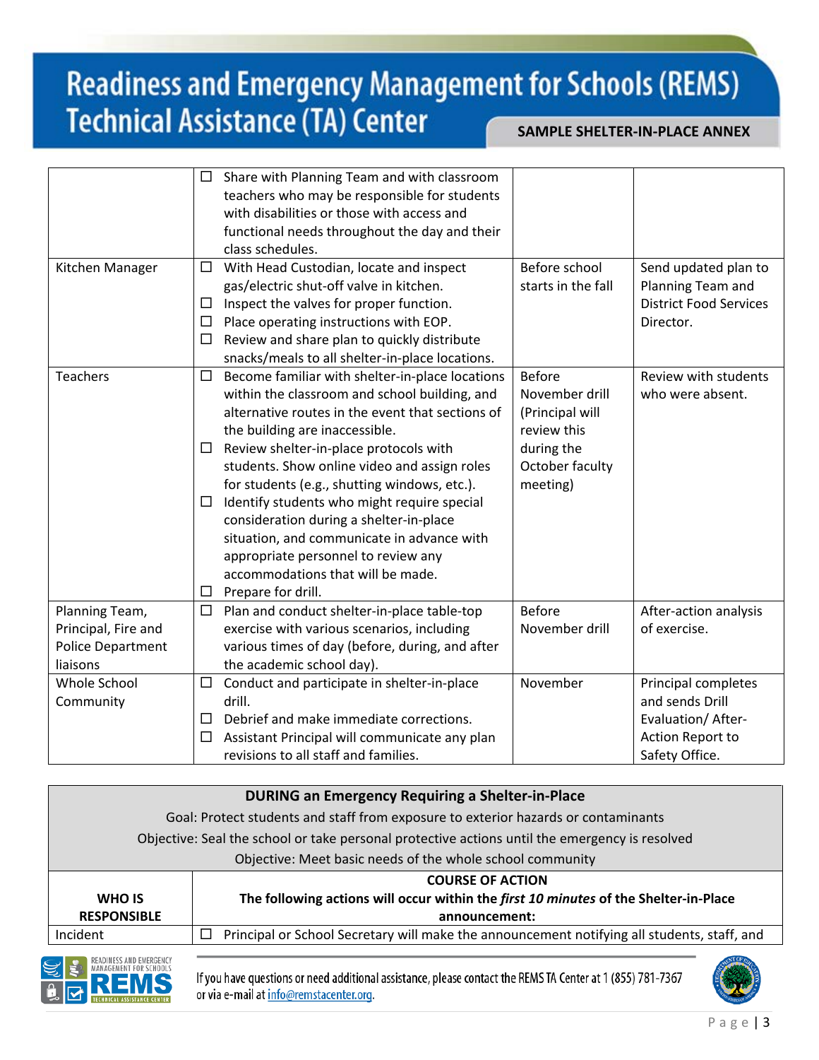| | | | |
|---|---|---|---|
| | ☐ Share with Planning Team and with classroom teachers who may be responsible for students with disabilities or those with access and functional needs throughout the day and their class schedules. | | |
| Kitchen Manager | ☐ With Head Custodian, locate and inspect gas/electric shut-off valve in kitchen.<br>☐ Inspect the valves for proper function.<br>☐ Place operating instructions with EOP.<br>☐ Review and share plan to quickly distribute snacks/meals to all shelter-in-place locations. | Before school starts in the fall | Send updated plan to Planning Team and District Food Services Director. |
| Teachers | ☐ Become familiar with shelter-in-place locations within the classroom and school building, and alternative routes in the event that sections of the building are inaccessible.<br>☐ Review shelter-in-place protocols with students. Show online video and assign roles for students (e.g., shutting windows, etc.).<br>☐ Identify students who might require special consideration during a shelter-in-place situation, and communicate in advance with appropriate personnel to review any accommodations that will be made.<br>☐ Prepare for drill. | Before November drill (Principal will review this during the October faculty meeting) | Review with students who were absent. |
| Planning Team, Principal, Fire and Police Department liaisons | ☐ Plan and conduct shelter-in-place table-top exercise with various scenarios, including various times of day (before, during, and after the academic school day). | Before November drill | After-action analysis of exercise. |
| Whole School Community | ☐ Conduct and participate in shelter-in-place drill.<br>☐ Debrief and make immediate corrections.<br>☐ Assistant Principal will communicate any plan revisions to all staff and families. | November | Principal completes and sends Drill Evaluation/ After-Action Report to Safety Office. |

**DURING an Emergency Requiring a Shelter-in-Place**

Goal: Protect students and staff from exposure to exterior hazards or contaminants

Objective: Seal the school or take personal protective actions until the emergency is resolved

Objective: Meet basic needs of the whole school community

| WHO IS RESPONSIBLE | COURSE OF ACTION<br>The following actions will occur within the *first 10 minutes* of the Shelter-in-Place announcement: |
|---|---|
| Incident | ☐ Principal or School Secretary will make the announcement notifying all students, staff, and |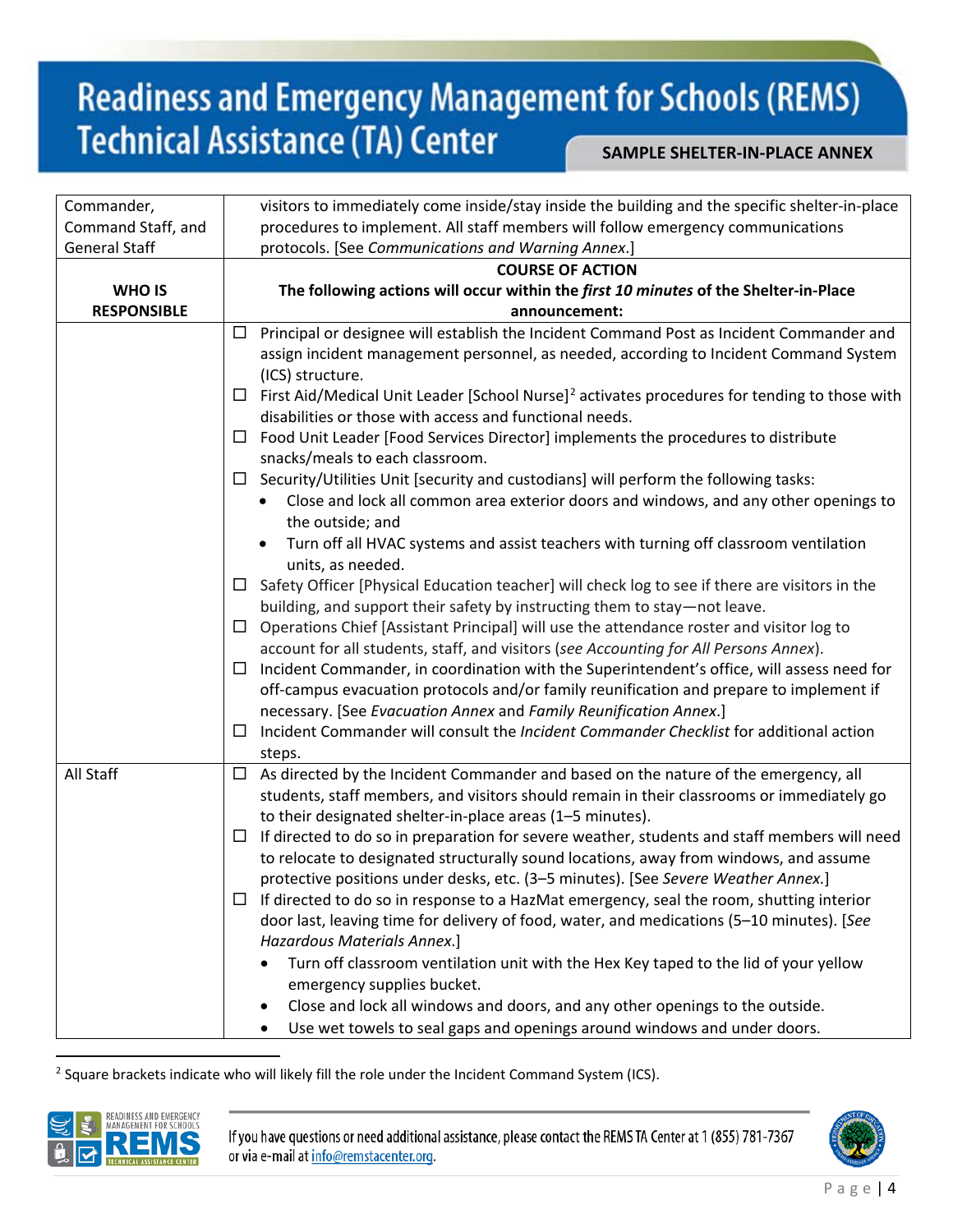| Commander, Command Staff, and General Staff | visitors to immediately come inside/stay inside the building and the specific shelter-in-place procedures to implement. All staff members will follow emergency communications protocols. [See *Communications and Warning Annex*.] |
|---|---|
| **WHO IS RESPONSIBLE** | **COURSE OF ACTION**<br>**The following actions will occur within the *first 10 minutes* of the Shelter-in-Place announcement:** |
| | ☐ Principal or designee will establish the Incident Command Post as Incident Commander and assign incident management personnel, as needed, according to Incident Command System (ICS) structure.<br>☐ First Aid/Medical Unit Leader [School Nurse][2] activates procedures for tending to those with disabilities or those with access and functional needs.<br>☐ Food Unit Leader [Food Services Director] implements the procedures to distribute snacks/meals to each classroom.<br>☐ Security/Utilities Unit [security and custodians] will perform the following tasks:<br>• Close and lock all common area exterior doors and windows, and any other openings to the outside; and<br>• Turn off all HVAC systems and assist teachers with turning off classroom ventilation units, as needed.<br>☐ Safety Officer [Physical Education teacher] will check log to see if there are visitors in the building, and support their safety by instructing them to stay—not leave.<br>☐ Operations Chief [Assistant Principal] will use the attendance roster and visitor log to account for all students, staff, and visitors (*see Accounting for All Persons Annex*).<br>☐ Incident Commander, in coordination with the Superintendent's office, will assess need for off-campus evacuation protocols and/or family reunification and prepare to implement if necessary. [See *Evacuation Annex* and *Family Reunification Annex*.]<br>☐ Incident Commander will consult the *Incident Commander Checklist* for additional action steps. |
| All Staff | ☐ As directed by the Incident Commander and based on the nature of the emergency, all students, staff members, and visitors should remain in their classrooms or immediately go to their designated shelter-in-place areas (1–5 minutes).<br>☐ If directed to do so in preparation for severe weather, students and staff members will need to relocate to designated structurally sound locations, away from windows, and assume protective positions under desks, etc. (3–5 minutes). [See *Severe Weather Annex*.]<br>☐ If directed to do so in response to a HazMat emergency, seal the room, shutting interior door last, leaving time for delivery of food, water, and medications (5–10 minutes). [*See Hazardous Materials Annex*.]<br>• Turn off classroom ventilation unit with the Hex Key taped to the lid of your yellow emergency supplies bucket.<br>• Close and lock all windows and doors, and any other openings to the outside.<br>• Use wet towels to seal gaps and openings around windows and under doors. |

[2] Square brackets indicate who will likely fill the role under the Incident Command System (ICS).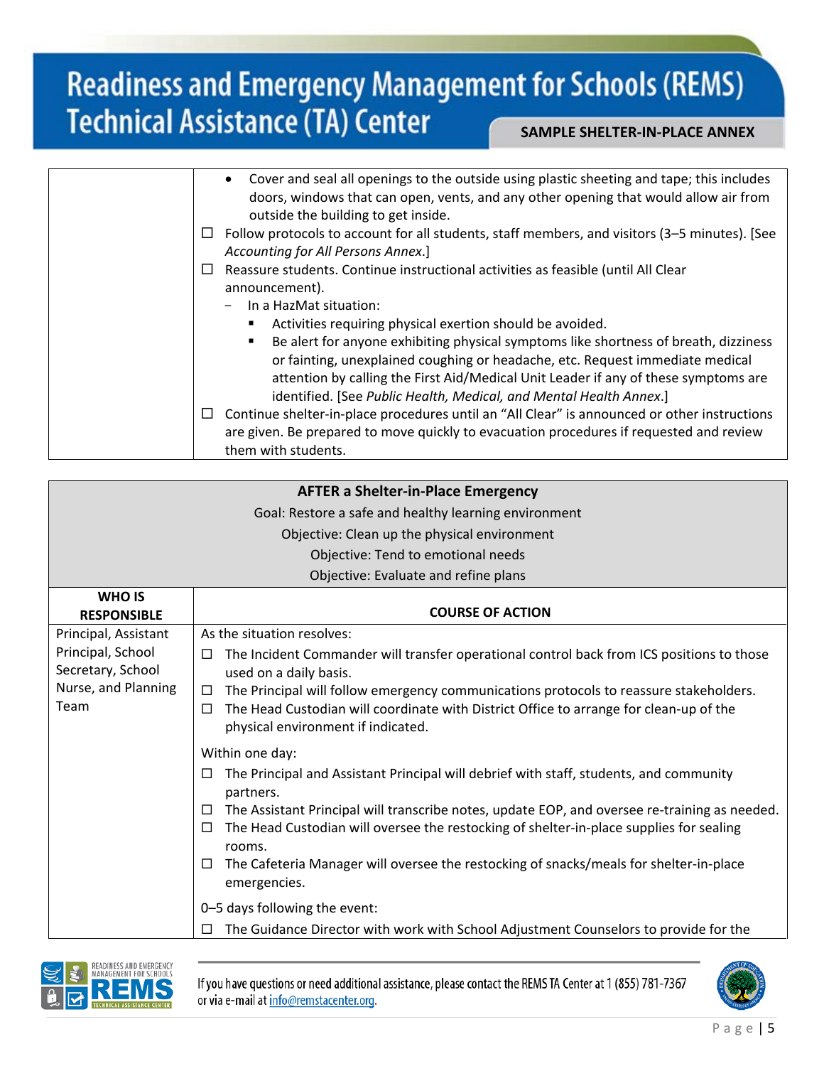| | |
|---|---|
| | • Cover and seal all openings to the outside using plastic sheeting and tape; this includes doors, windows that can open, vents, and any other opening that would allow air from outside the building to get inside.<br>☐ Follow protocols to account for all students, staff members, and visitors (3–5 minutes). [See *Accounting for All Persons Annex*.]<br>☐ Reassure students. Continue instructional activities as feasible (until All Clear announcement).<br>– In a HazMat situation:<br>▪ Activities requiring physical exertion should be avoided.<br>▪ Be alert for anyone exhibiting physical symptoms like shortness of breath, dizziness or fainting, unexplained coughing or headache, etc. Request immediate medical attention by calling the First Aid/Medical Unit Leader if any of these symptoms are identified. [See *Public Health, Medical, and Mental Health Annex*.]<br>☐ Continue shelter-in-place procedures until an "All Clear" is announced or other instructions are given. Be prepared to move quickly to evacuation procedures if requested and review them with students. |

| **AFTER a Shelter-in-Place Emergency**<br>Goal: Restore a safe and healthy learning environment<br>Objective: Clean up the physical environment<br>Objective: Tend to emotional needs<br>Objective: Evaluate and refine plans | |
|---|---|
| **WHO IS RESPONSIBLE** | **COURSE OF ACTION** |
| Principal, Assistant Principal, School Secretary, School Nurse, and Planning Team | As the situation resolves:<br>☐ The Incident Commander will transfer operational control back from ICS positions to those used on a daily basis.<br>☐ The Principal will follow emergency communications protocols to reassure stakeholders.<br>☐ The Head Custodian will coordinate with District Office to arrange for clean-up of the physical environment if indicated.<br><br>Within one day:<br>☐ The Principal and Assistant Principal will debrief with staff, students, and community partners.<br>☐ The Assistant Principal will transcribe notes, update EOP, and oversee re-training as needed.<br>☐ The Head Custodian will oversee the restocking of shelter-in-place supplies for sealing rooms.<br>☐ The Cafeteria Manager will oversee the restocking of snacks/meals for shelter-in-place emergencies.<br><br>0–5 days following the event:<br>☐ The Guidance Director with work with School Adjustment Counselors to provide for the |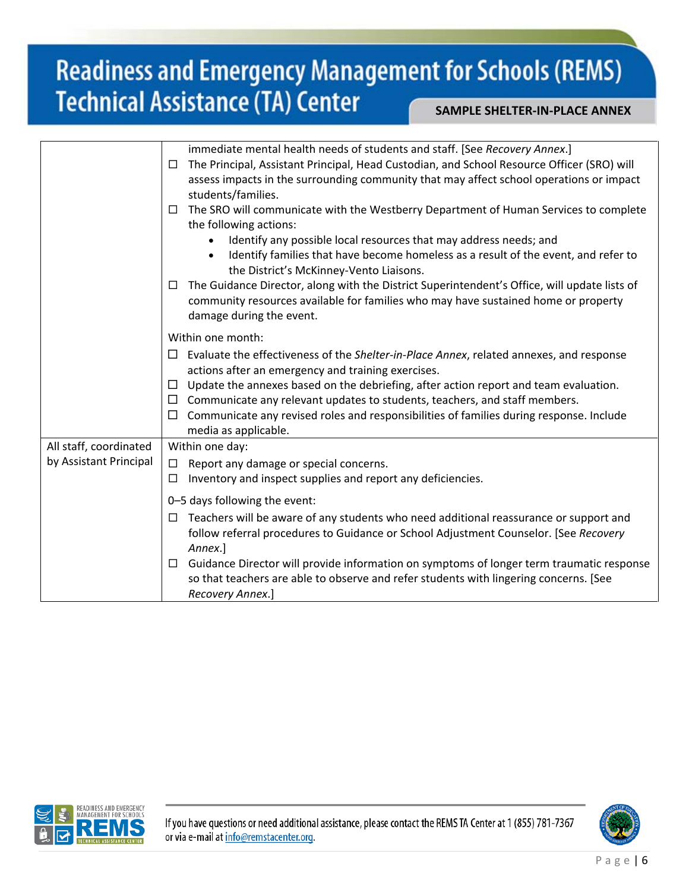| | |
|---|---|
| | immediate mental health needs of students and staff. [See *Recovery Annex*.]<br>☐ The Principal, Assistant Principal, Head Custodian, and School Resource Officer (SRO) will assess impacts in the surrounding community that may affect school operations or impact students/families.<br>☐ The SRO will communicate with the Westberry Department of Human Services to complete the following actions:<br>• Identify any possible local resources that may address needs; and<br>• Identify families that have become homeless as a result of the event, and refer to the District's McKinney-Vento Liaisons.<br>☐ The Guidance Director, along with the District Superintendent's Office, will update lists of community resources available for families who may have sustained home or property damage during the event.<br><br>Within one month:<br>☐ Evaluate the effectiveness of the *Shelter-in-Place Annex*, related annexes, and response actions after an emergency and training exercises.<br>☐ Update the annexes based on the debriefing, after action report and team evaluation.<br>☐ Communicate any relevant updates to students, teachers, and staff members.<br>☐ Communicate any revised roles and responsibilities of families during response. Include media as applicable. |
| All staff, coordinated by Assistant Principal | Within one day:<br>☐ Report any damage or special concerns.<br>☐ Inventory and inspect supplies and report any deficiencies.<br><br>0–5 days following the event:<br>☐ Teachers will be aware of any students who need additional reassurance or support and follow referral procedures to Guidance or School Adjustment Counselor. [See *Recovery Annex*.]<br>☐ Guidance Director will provide information on symptoms of longer term traumatic response so that teachers are able to observe and refer students with lingering concerns. [See *Recovery Annex*.] |